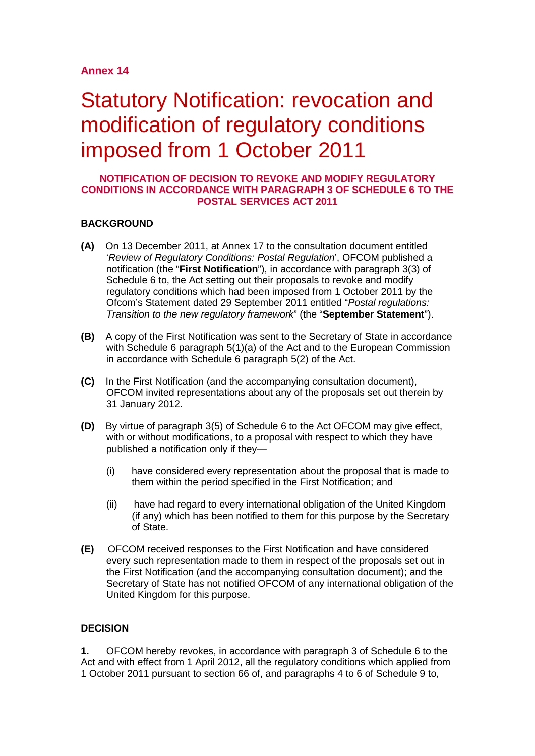**Annex 14**

# Statutory Notification: revocation and modification of regulatory conditions imposed from 1 October 2011

**NOTIFICATION OF DECISION TO REVOKE AND MODIFY REGULATORY CONDITIONS IN ACCORDANCE WITH PARAGRAPH 3 OF SCHEDULE 6 TO THE POSTAL SERVICES ACT 2011**

**BACKGROUND**

**(A)** On 13 December 2011, at Annex 17 to the consultation document entitled '*Review of Regulatory Conditions: Postal Regulation*', OFCOM published a notification (the "**First Notification**"), in accordance with paragraph 3(3) of Schedule 6 to, the Act setting out their proposals to revoke and modify regulatory conditions which had been imposed from 1 October 2011 by the Ofcom's Statement dated 29 September 2011 entitled "*Postal regulations: Transition to the new regulatory framework*" (the "**September Statement**").

**(B)** A copy of the First Notification was sent to the Secretary of State in accordance with Schedule 6 paragraph 5(1)(a) of the Act and to the European Commission in accordance with Schedule 6 paragraph 5(2) of the Act.

**(C)** In the First Notification (and the accompanying consultation document), OFCOM invited representations about any of the proposals set out therein by 31 January 2012.

**(D)** By virtue of paragraph 3(5) of Schedule 6 to the Act OFCOM may give effect, with or without modifications, to a proposal with respect to which they have published a notification only if they—

(i) have considered every representation about the proposal that is made to them within the period specified in the First Notification; and

(ii) have had regard to every international obligation of the United Kingdom (if any) which has been notified to them for this purpose by the Secretary of State.

**(E)** OFCOM received responses to the First Notification and have considered every such representation made to them in respect of the proposals set out in the First Notification (and the accompanying consultation document); and the Secretary of State has not notified OFCOM of any international obligation of the United Kingdom for this purpose.

**DECISION**

**1.** OFCOM hereby revokes, in accordance with paragraph 3 of Schedule 6 to the Act and with effect from 1 April 2012, all the regulatory conditions which applied from 1 October 2011 pursuant to section 66 of, and paragraphs 4 to 6 of Schedule 9 to,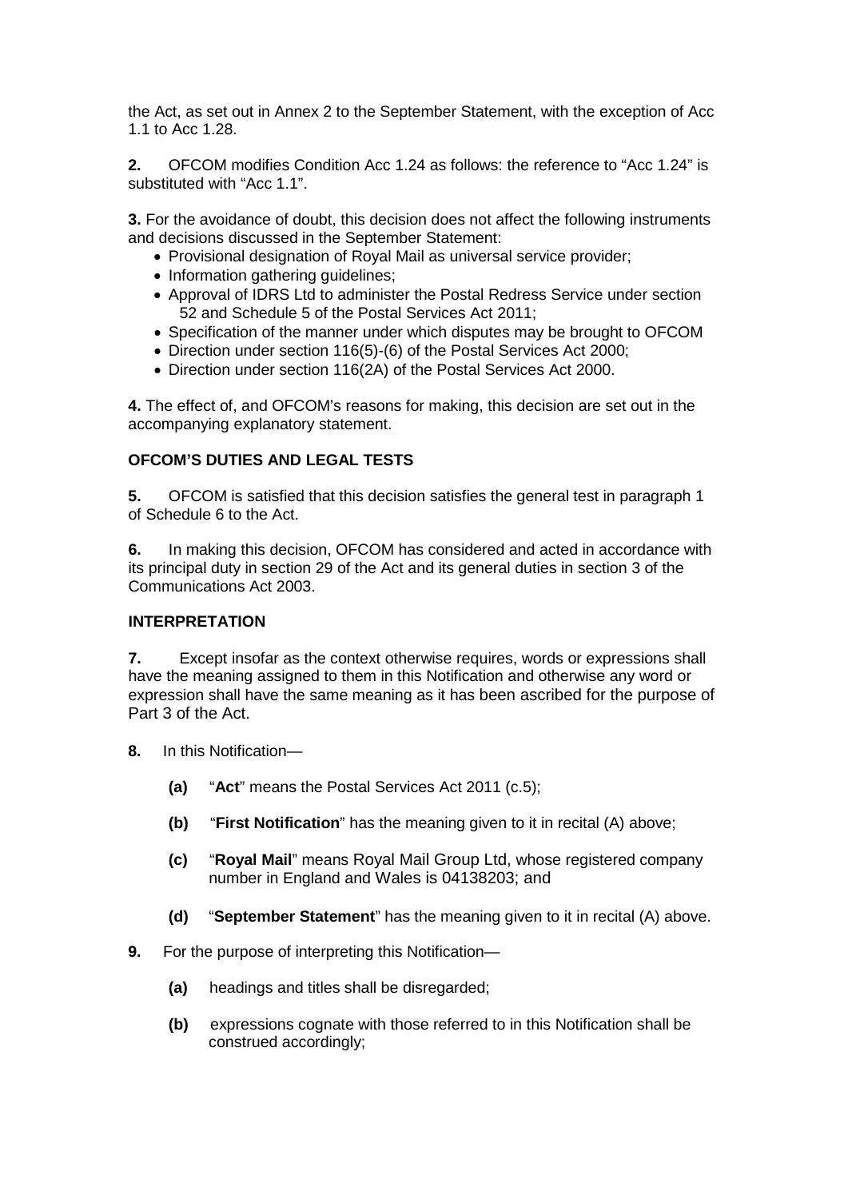the Act, as set out in Annex 2 to the September Statement, with the exception of Acc 1.1 to Acc 1.28.

**2.** OFCOM modifies Condition Acc 1.24 as follows: the reference to "Acc 1.24" is substituted with "Acc 1.1".

**3.** For the avoidance of doubt, this decision does not affect the following instruments and decisions discussed in the September Statement:

- Provisional designation of Royal Mail as universal service provider;
- Information gathering guidelines;
- Approval of IDRS Ltd to administer the Postal Redress Service under section 52 and Schedule 5 of the Postal Services Act 2011;
- Specification of the manner under which disputes may be brought to OFCOM
- Direction under section 116(5)-(6) of the Postal Services Act 2000;
- Direction under section 116(2A) of the Postal Services Act 2000.

**4.** The effect of, and OFCOM's reasons for making, this decision are set out in the accompanying explanatory statement.

**OFCOM'S DUTIES AND LEGAL TESTS**

**5.** OFCOM is satisfied that this decision satisfies the general test in paragraph 1 of Schedule 6 to the Act.

**6.** In making this decision, OFCOM has considered and acted in accordance with its principal duty in section 29 of the Act and its general duties in section 3 of the Communications Act 2003.

**INTERPRETATION**

**7.** Except insofar as the context otherwise requires, words or expressions shall have the meaning assigned to them in this Notification and otherwise any word or expression shall have the same meaning as it has been ascribed for the purpose of Part 3 of the Act.

**8.** In this Notification—

**(a)** "**Act**" means the Postal Services Act 2011 (c.5);

**(b)** "**First Notification**" has the meaning given to it in recital (A) above;

**(c)** "**Royal Mail**" means Royal Mail Group Ltd, whose registered company number in England and Wales is 04138203; and

**(d)** "**September Statement**" has the meaning given to it in recital (A) above.

**9.** For the purpose of interpreting this Notification—

**(a)** headings and titles shall be disregarded;

**(b)** expressions cognate with those referred to in this Notification shall be construed accordingly;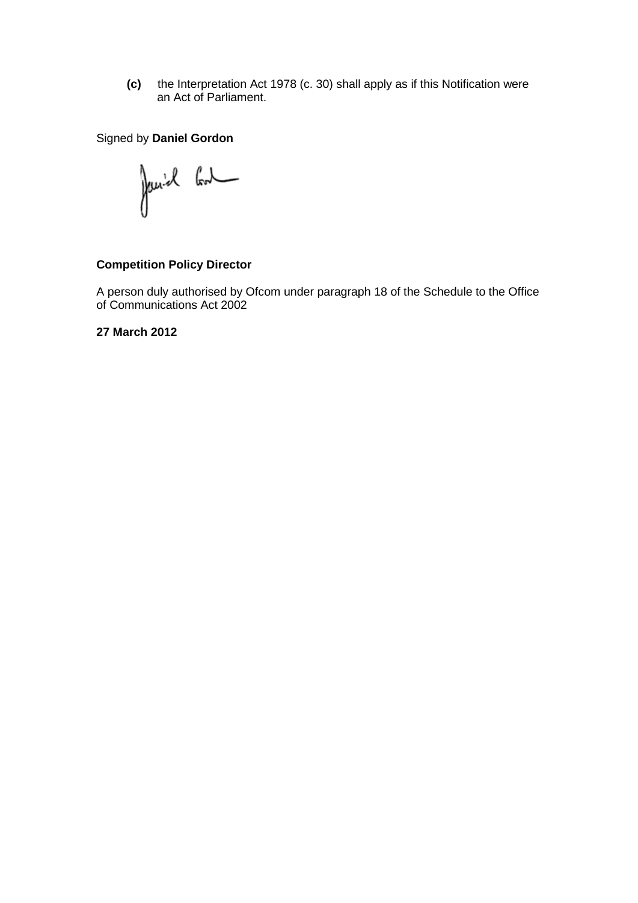**(c)** the Interpretation Act 1978 (c. 30) shall apply as if this Notification were an Act of Parliament.

Signed by **Daniel Gordon**

**Competition Policy Director**

A person duly authorised by Ofcom under paragraph 18 of the Schedule to the Office of Communications Act 2002

**27 March 2012**